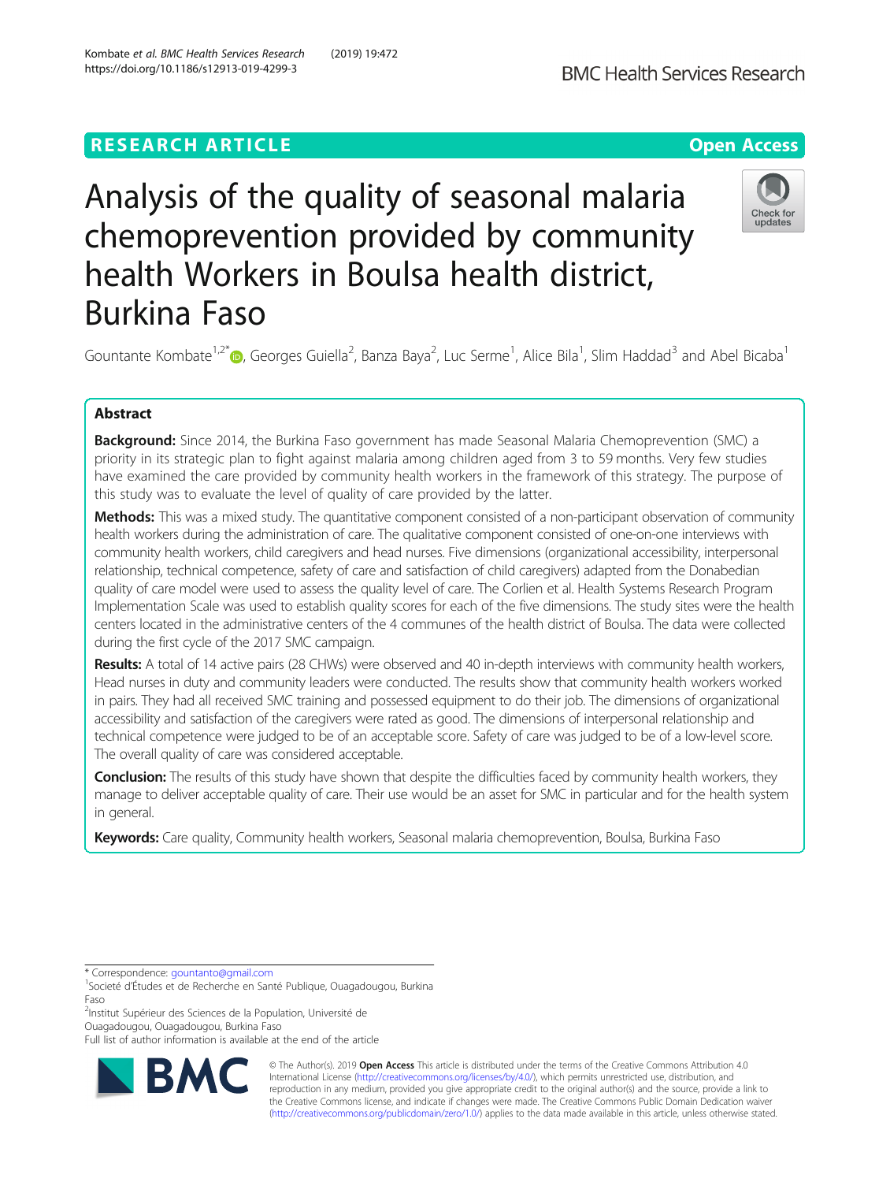RESEARCH ARTICLE

Open Access

# Analysis of the quality of seasonal malaria chemoprevention provided by community health Workers in Boulsa health district, Burkina Faso

Gountante Kombate[1,2*], Georges Guiella[2], Banza Baya[2], Luc Serme[1], Alice Bila[1], Slim Haddad[3] and Abel Bicaba[1]

## Abstract

**Background:** Since 2014, the Burkina Faso government has made Seasonal Malaria Chemoprevention (SMC) a priority in its strategic plan to fight against malaria among children aged from 3 to 59 months. Very few studies have examined the care provided by community health workers in the framework of this strategy. The purpose of this study was to evaluate the level of quality of care provided by the latter.

**Methods:** This was a mixed study. The quantitative component consisted of a non-participant observation of community health workers during the administration of care. The qualitative component consisted of one-on-one interviews with community health workers, child caregivers and head nurses. Five dimensions (organizational accessibility, interpersonal relationship, technical competence, safety of care and satisfaction of child caregivers) adapted from the Donabedian quality of care model were used to assess the quality level of care. The Corlien et al. Health Systems Research Program Implementation Scale was used to establish quality scores for each of the five dimensions. The study sites were the health centers located in the administrative centers of the 4 communes of the health district of Boulsa. The data were collected during the first cycle of the 2017 SMC campaign.

**Results:** A total of 14 active pairs (28 CHWs) were observed and 40 in-depth interviews with community health workers, Head nurses in duty and community leaders were conducted. The results show that community health workers worked in pairs. They had all received SMC training and possessed equipment to do their job. The dimensions of organizational accessibility and satisfaction of the caregivers were rated as good. The dimensions of interpersonal relationship and technical competence were judged to be of an acceptable score. Safety of care was judged to be of a low-level score. The overall quality of care was considered acceptable.

**Conclusion:** The results of this study have shown that despite the difficulties faced by community health workers, they manage to deliver acceptable quality of care. Their use would be an asset for SMC in particular and for the health system in general.

**Keywords:** Care quality, Community health workers, Seasonal malaria chemoprevention, Boulsa, Burkina Faso

---

* Correspondence: gountanto@gmail.com
[1]Societé d'Études et de Recherche en Santé Publique, Ouagadougou, Burkina Faso
[2]Institut Supérieur des Sciences de la Population, Université de Ouagadougou, Ouagadougou, Burkina Faso
Full list of author information is available at the end of the article

© The Author(s). 2019 **Open Access** This article is distributed under the terms of the Creative Commons Attribution 4.0 International License (http://creativecommons.org/licenses/by/4.0/), which permits unrestricted use, distribution, and reproduction in any medium, provided you give appropriate credit to the original author(s) and the source, provide a link to the Creative Commons license, and indicate if changes were made. The Creative Commons Public Domain Dedication waiver (http://creativecommons.org/publicdomain/zero/1.0/) applies to the data made available in this article, unless otherwise stated.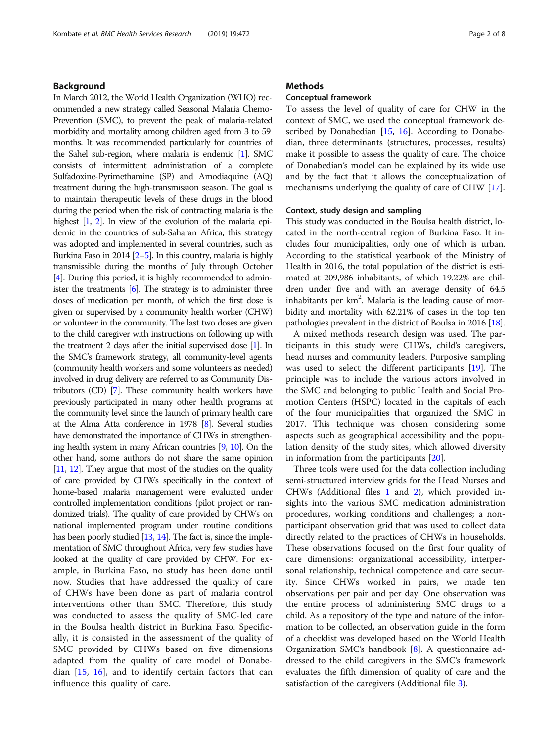## Background

In March 2012, the World Health Organization (WHO) recommended a new strategy called Seasonal Malaria Chemo-Prevention (SMC), to prevent the peak of malaria-related morbidity and mortality among children aged from 3 to 59 months. It was recommended particularly for countries of the Sahel sub-region, where malaria is endemic [1]. SMC consists of intermittent administration of a complete Sulfadoxine-Pyrimethamine (SP) and Amodiaquine (AQ) treatment during the high-transmission season. The goal is to maintain therapeutic levels of these drugs in the blood during the period when the risk of contracting malaria is the highest [1, 2]. In view of the evolution of the malaria epidemic in the countries of sub-Saharan Africa, this strategy was adopted and implemented in several countries, such as Burkina Faso in 2014 [2–5]. In this country, malaria is highly transmissible during the months of July through October [4]. During this period, it is highly recommended to administer the treatments [6]. The strategy is to administer three doses of medication per month, of which the first dose is given or supervised by a community health worker (CHW) or volunteer in the community. The last two doses are given to the child caregiver with instructions on following up with the treatment 2 days after the initial supervised dose [1]. In the SMC's framework strategy, all community-level agents (community health workers and some volunteers as needed) involved in drug delivery are referred to as Community Distributors (CD) [7]. These community health workers have previously participated in many other health programs at the community level since the launch of primary health care at the Alma Atta conference in 1978 [8]. Several studies have demonstrated the importance of CHWs in strengthening health system in many African countries [9, 10]. On the other hand, some authors do not share the same opinion [11, 12]. They argue that most of the studies on the quality of care provided by CHWs specifically in the context of home-based malaria management were evaluated under controlled implementation conditions (pilot project or randomized trials). The quality of care provided by CHWs on national implemented program under routine conditions has been poorly studied [13, 14]. The fact is, since the implementation of SMC throughout Africa, very few studies have looked at the quality of care provided by CHW. For example, in Burkina Faso, no study has been done until now. Studies that have addressed the quality of care of CHWs have been done as part of malaria control interventions other than SMC. Therefore, this study was conducted to assess the quality of SMC-led care in the Boulsa health district in Burkina Faso. Specifically, it is consisted in the assessment of the quality of SMC provided by CHWs based on five dimensions adapted from the quality of care model of Donabedian [15, 16], and to identify certain factors that can influence this quality of care.

## Methods

### Conceptual framework

To assess the level of quality of care for CHW in the context of SMC, we used the conceptual framework described by Donabedian [15, 16]. According to Donabedian, three determinants (structures, processes, results) make it possible to assess the quality of care. The choice of Donabedian's model can be explained by its wide use and by the fact that it allows the conceptualization of mechanisms underlying the quality of care of CHW [17].

### Context, study design and sampling

This study was conducted in the Boulsa health district, located in the north-central region of Burkina Faso. It includes four municipalities, only one of which is urban. According to the statistical yearbook of the Ministry of Health in 2016, the total population of the district is estimated at 209,986 inhabitants, of which 19.22% are children under five and with an average density of 64.5 inhabitants per km$^2$. Malaria is the leading cause of morbidity and mortality with 62.21% of cases in the top ten pathologies prevalent in the district of Boulsa in 2016 [18].

A mixed methods research design was used. The participants in this study were CHWs, child's caregivers, head nurses and community leaders. Purposive sampling was used to select the different participants [19]. The principle was to include the various actors involved in the SMC and belonging to public Health and Social Promotion Centers (HSPC) located in the capitals of each of the four municipalities that organized the SMC in 2017. This technique was chosen considering some aspects such as geographical accessibility and the population density of the study sites, which allowed diversity in information from the participants [20].

Three tools were used for the data collection including semi-structured interview grids for the Head Nurses and CHWs (Additional files 1 and 2), which provided insights into the various SMC medication administration procedures, working conditions and challenges; a non-participant observation grid that was used to collect data directly related to the practices of CHWs in households. These observations focused on the first four quality of care dimensions: organizational accessibility, interpersonal relationship, technical competence and care security. Since CHWs worked in pairs, we made ten observations per pair and per day. One observation was the entire process of administering SMC drugs to a child. As a repository of the type and nature of the information to be collected, an observation guide in the form of a checklist was developed based on the World Health Organization SMC's handbook [8]. A questionnaire addressed to the child caregivers in the SMC's framework evaluates the fifth dimension of quality of care and the satisfaction of the caregivers (Additional file 3).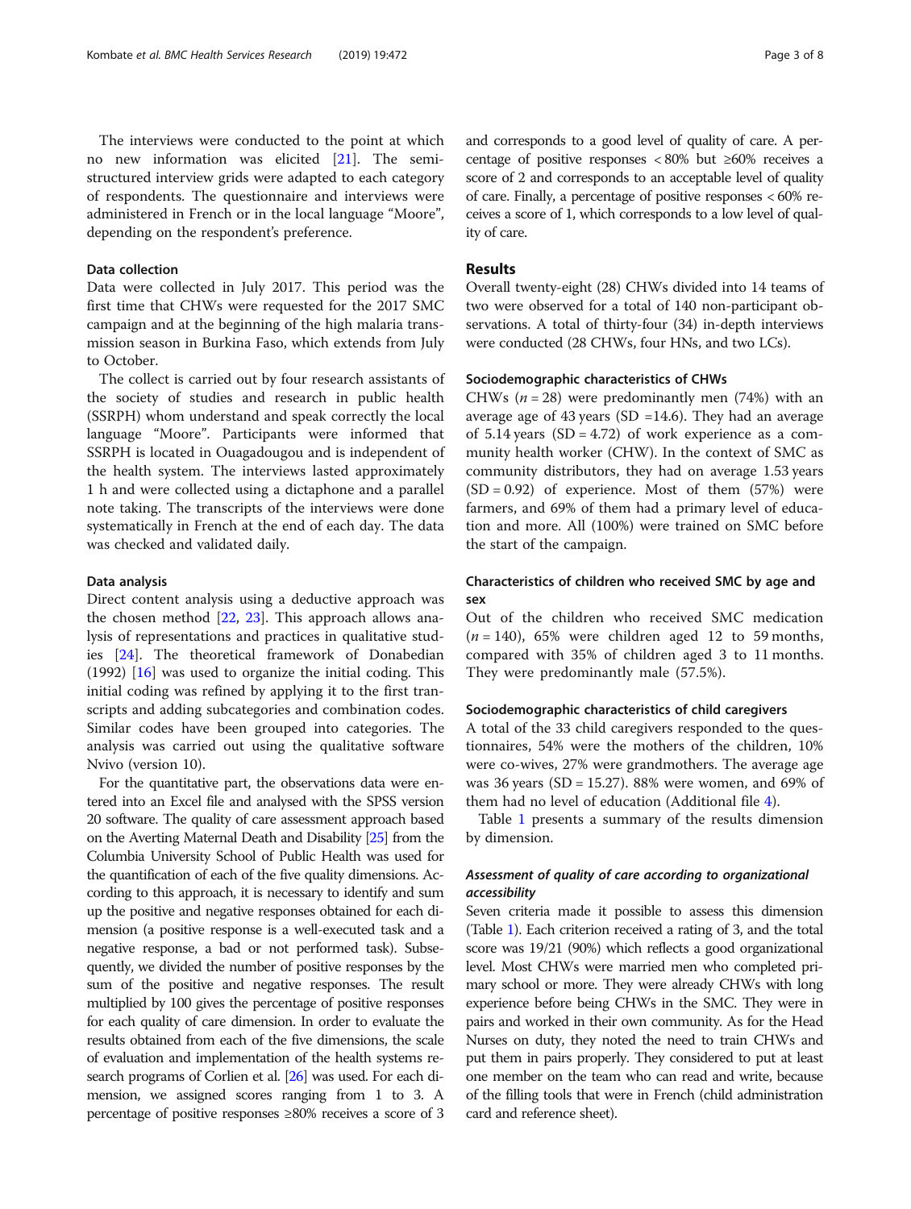The interviews were conducted to the point at which no new information was elicited [21]. The semi-structured interview grids were adapted to each category of respondents. The questionnaire and interviews were administered in French or in the local language "Moore", depending on the respondent's preference.

### Data collection

Data were collected in July 2017. This period was the first time that CHWs were requested for the 2017 SMC campaign and at the beginning of the high malaria transmission season in Burkina Faso, which extends from July to October.

The collect is carried out by four research assistants of the society of studies and research in public health (SSRPH) whom understand and speak correctly the local language "Moore". Participants were informed that SSRPH is located in Ouagadougou and is independent of the health system. The interviews lasted approximately 1 h and were collected using a dictaphone and a parallel note taking. The transcripts of the interviews were done systematically in French at the end of each day. The data was checked and validated daily.

### Data analysis

Direct content analysis using a deductive approach was the chosen method [22, 23]. This approach allows analysis of representations and practices in qualitative studies [24]. The theoretical framework of Donabedian (1992) [16] was used to organize the initial coding. This initial coding was refined by applying it to the first transcripts and adding subcategories and combination codes. Similar codes have been grouped into categories. The analysis was carried out using the qualitative software Nvivo (version 10).

For the quantitative part, the observations data were entered into an Excel file and analysed with the SPSS version 20 software. The quality of care assessment approach based on the Averting Maternal Death and Disability [25] from the Columbia University School of Public Health was used for the quantification of each of the five quality dimensions. According to this approach, it is necessary to identify and sum up the positive and negative responses obtained for each dimension (a positive response is a well-executed task and a negative response, a bad or not performed task). Subsequently, we divided the number of positive responses by the sum of the positive and negative responses. The result multiplied by 100 gives the percentage of positive responses for each quality of care dimension. In order to evaluate the results obtained from each of the five dimensions, the scale of evaluation and implementation of the health systems research programs of Corlien et al. [26] was used. For each dimension, we assigned scores ranging from 1 to 3. A percentage of positive responses ≥80% receives a score of 3 and corresponds to a good level of quality of care. A percentage of positive responses < 80% but ≥60% receives a score of 2 and corresponds to an acceptable level of quality of care. Finally, a percentage of positive responses < 60% receives a score of 1, which corresponds to a low level of quality of care.

## Results

Overall twenty-eight (28) CHWs divided into 14 teams of two were observed for a total of 140 non-participant observations. A total of thirty-four (34) in-depth interviews were conducted (28 CHWs, four HNs, and two LCs).

### Sociodemographic characteristics of CHWs

CHWs ($n = 28$) were predominantly men (74%) with an average age of 43 years (SD =14.6). They had an average of 5.14 years (SD = 4.72) of work experience as a community health worker (CHW). In the context of SMC as community distributors, they had on average 1.53 years (SD = 0.92) of experience. Most of them (57%) were farmers, and 69% of them had a primary level of education and more. All (100%) were trained on SMC before the start of the campaign.

### Characteristics of children who received SMC by age and sex

Out of the children who received SMC medication ($n = 140$), 65% were children aged 12 to 59 months, compared with 35% of children aged 3 to 11 months. They were predominantly male (57.5%).

### Sociodemographic characteristics of child caregivers

A total of the 33 child caregivers responded to the questionnaires, 54% were the mothers of the children, 10% were co-wives, 27% were grandmothers. The average age was 36 years (SD = 15.27). 88% were women, and 69% of them had no level of education (Additional file 4).

Table 1 presents a summary of the results dimension by dimension.

#### *Assessment of quality of care according to organizational accessibility*

Seven criteria made it possible to assess this dimension (Table 1). Each criterion received a rating of 3, and the total score was 19/21 (90%) which reflects a good organizational level. Most CHWs were married men who completed primary school or more. They were already CHWs with long experience before being CHWs in the SMC. They were in pairs and worked in their own community. As for the Head Nurses on duty, they noted the need to train CHWs and put them in pairs properly. They considered to put at least one member on the team who can read and write, because of the filling tools that were in French (child administration card and reference sheet).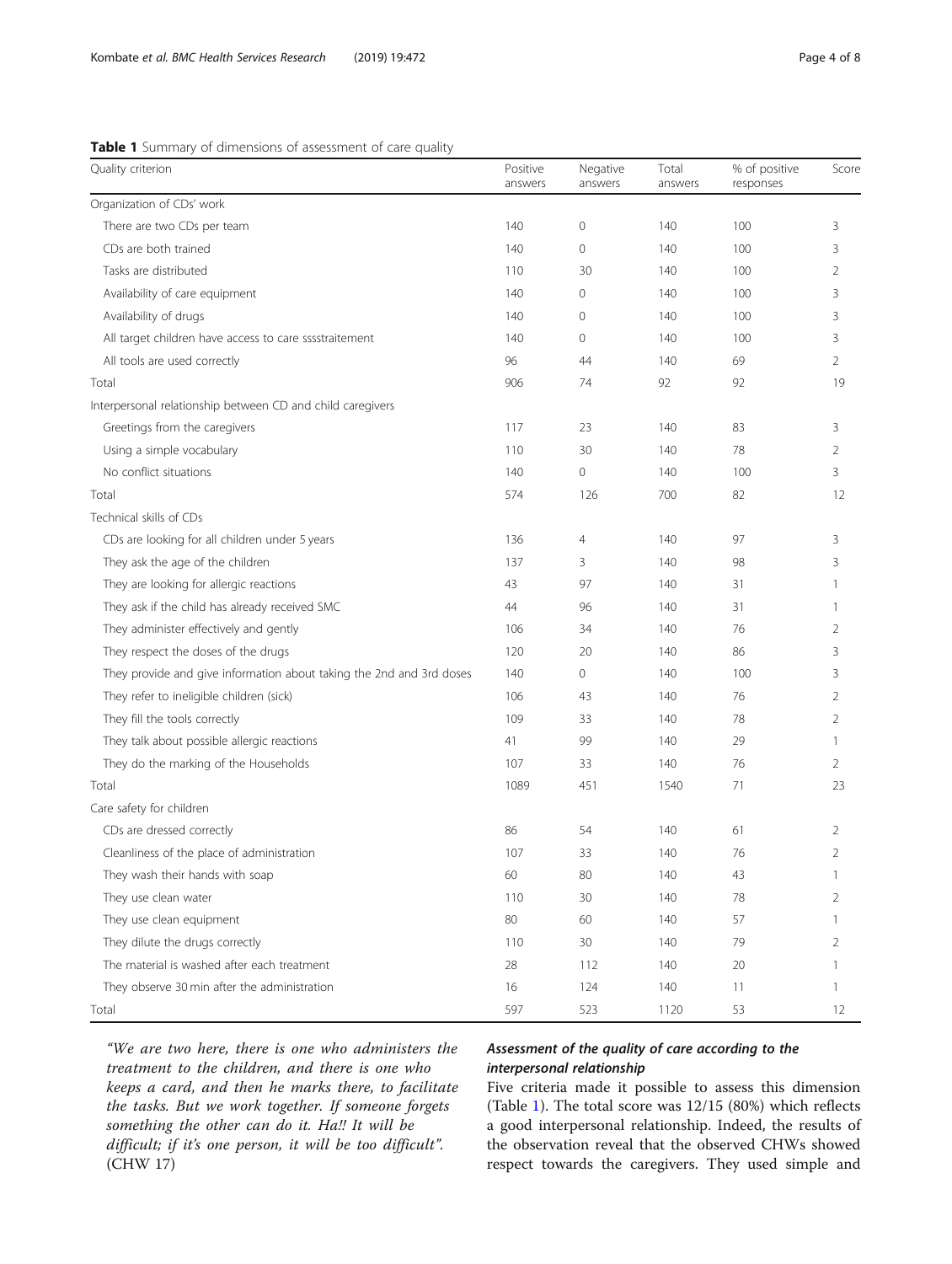**Table 1** Summary of dimensions of assessment of care quality

| Quality criterion | Positive answers | Negative answers | Total answers | % of positive responses | Score |
|---|---|---|---|---|---|
| Organization of CDs' work | | | | | |
| There are two CDs per team | 140 | 0 | 140 | 100 | 3 |
| CDs are both trained | 140 | 0 | 140 | 100 | 3 |
| Tasks are distributed | 110 | 30 | 140 | 100 | 2 |
| Availability of care equipment | 140 | 0 | 140 | 100 | 3 |
| Availability of drugs | 140 | 0 | 140 | 100 | 3 |
| All target children have access to care sssstraitement | 140 | 0 | 140 | 100 | 3 |
| All tools are used correctly | 96 | 44 | 140 | 69 | 2 |
| Total | 906 | 74 | 92 | 92 | 19 |
| Interpersonal relationship between CD and child caregivers | | | | | |
| Greetings from the caregivers | 117 | 23 | 140 | 83 | 3 |
| Using a simple vocabulary | 110 | 30 | 140 | 78 | 2 |
| No conflict situations | 140 | 0 | 140 | 100 | 3 |
| Total | 574 | 126 | 700 | 82 | 12 |
| Technical skills of CDs | | | | | |
| CDs are looking for all children under 5 years | 136 | 4 | 140 | 97 | 3 |
| They ask the age of the children | 137 | 3 | 140 | 98 | 3 |
| They are looking for allergic reactions | 43 | 97 | 140 | 31 | 1 |
| They ask if the child has already received SMC | 44 | 96 | 140 | 31 | 1 |
| They administer effectively and gently | 106 | 34 | 140 | 76 | 2 |
| They respect the doses of the drugs | 120 | 20 | 140 | 86 | 3 |
| They provide and give information about taking the 2nd and 3rd doses | 140 | 0 | 140 | 100 | 3 |
| They refer to ineligible children (sick) | 106 | 43 | 140 | 76 | 2 |
| They fill the tools correctly | 109 | 33 | 140 | 78 | 2 |
| They talk about possible allergic reactions | 41 | 99 | 140 | 29 | 1 |
| They do the marking of the Households | 107 | 33 | 140 | 76 | 2 |
| Total | 1089 | 451 | 1540 | 71 | 23 |
| Care safety for children | | | | | |
| CDs are dressed correctly | 86 | 54 | 140 | 61 | 2 |
| Cleanliness of the place of administration | 107 | 33 | 140 | 76 | 2 |
| They wash their hands with soap | 60 | 80 | 140 | 43 | 1 |
| They use clean water | 110 | 30 | 140 | 78 | 2 |
| They use clean equipment | 80 | 60 | 140 | 57 | 1 |
| They dilute the drugs correctly | 110 | 30 | 140 | 79 | 2 |
| The material is washed after each treatment | 28 | 112 | 140 | 20 | 1 |
| They observe 30 min after the administration | 16 | 124 | 140 | 11 | 1 |
| Total | 597 | 523 | 1120 | 53 | 12 |

*"We are two here, there is one who administers the treatment to the children, and there is one who keeps a card, and then he marks there, to facilitate the tasks. But we work together. If someone forgets something the other can do it. Ha!! It will be difficult; if it's one person, it will be too difficult".* (CHW 17)

### Assessment of the quality of care according to the interpersonal relationship

Five criteria made it possible to assess this dimension (Table 1). The total score was 12/15 (80%) which reflects a good interpersonal relationship. Indeed, the results of the observation reveal that the observed CHWs showed respect towards the caregivers. They used simple and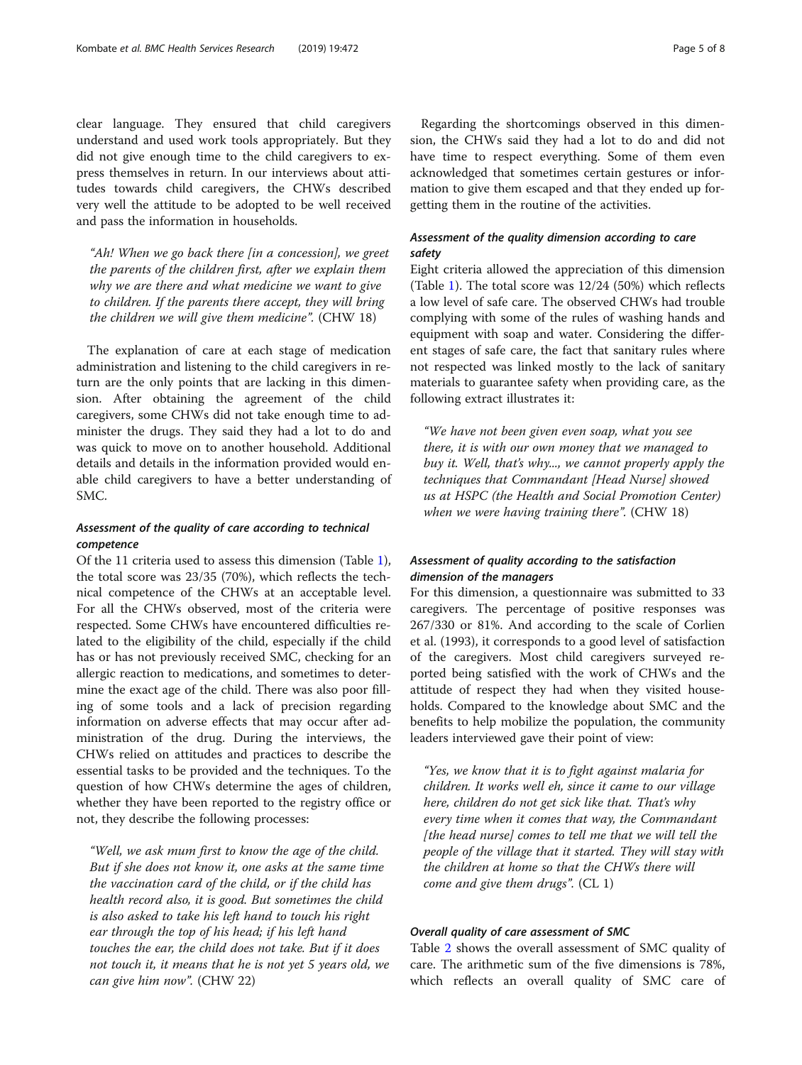clear language. They ensured that child caregivers understand and used work tools appropriately. But they did not give enough time to the child caregivers to express themselves in return. In our interviews about attitudes towards child caregivers, the CHWs described very well the attitude to be adopted to be well received and pass the information in households.

> *"Ah! When we go back there [in a concession], we greet the parents of the children first, after we explain them why we are there and what medicine we want to give to children. If the parents there accept, they will bring the children we will give them medicine".* (CHW 18)

The explanation of care at each stage of medication administration and listening to the child caregivers in return are the only points that are lacking in this dimension. After obtaining the agreement of the child caregivers, some CHWs did not take enough time to administer the drugs. They said they had a lot to do and was quick to move on to another household. Additional details and details in the information provided would enable child caregivers to have a better understanding of SMC.

### *Assessment of the quality of care according to technical competence*

Of the 11 criteria used to assess this dimension (Table 1), the total score was 23/35 (70%), which reflects the technical competence of the CHWs at an acceptable level. For all the CHWs observed, most of the criteria were respected. Some CHWs have encountered difficulties related to the eligibility of the child, especially if the child has or has not previously received SMC, checking for an allergic reaction to medications, and sometimes to determine the exact age of the child. There was also poor filling of some tools and a lack of precision regarding information on adverse effects that may occur after administration of the drug. During the interviews, the CHWs relied on attitudes and practices to describe the essential tasks to be provided and the techniques. To the question of how CHWs determine the ages of children, whether they have been reported to the registry office or not, they describe the following processes:

> *"Well, we ask mum first to know the age of the child. But if she does not know it, one asks at the same time the vaccination card of the child, or if the child has health record also, it is good. But sometimes the child is also asked to take his left hand to touch his right ear through the top of his head; if his left hand touches the ear, the child does not take. But if it does not touch it, it means that he is not yet 5 years old, we can give him now".* (CHW 22)

Regarding the shortcomings observed in this dimension, the CHWs said they had a lot to do and did not have time to respect everything. Some of them even acknowledged that sometimes certain gestures or information to give them escaped and that they ended up forgetting them in the routine of the activities.

### *Assessment of the quality dimension according to care safety*

Eight criteria allowed the appreciation of this dimension (Table 1). The total score was 12/24 (50%) which reflects a low level of safe care. The observed CHWs had trouble complying with some of the rules of washing hands and equipment with soap and water. Considering the different stages of safe care, the fact that sanitary rules where not respected was linked mostly to the lack of sanitary materials to guarantee safety when providing care, as the following extract illustrates it:

> *"We have not been given even soap, what you see there, it is with our own money that we managed to buy it. Well, that's why..., we cannot properly apply the techniques that Commandant [Head Nurse] showed us at HSPC (the Health and Social Promotion Center) when we were having training there".* (CHW 18)

### *Assessment of quality according to the satisfaction dimension of the managers*

For this dimension, a questionnaire was submitted to 33 caregivers. The percentage of positive responses was 267/330 or 81%. And according to the scale of Corlien et al. (1993), it corresponds to a good level of satisfaction of the caregivers. Most child caregivers surveyed reported being satisfied with the work of CHWs and the attitude of respect they had when they visited households. Compared to the knowledge about SMC and the benefits to help mobilize the population, the community leaders interviewed gave their point of view:

> *"Yes, we know that it is to fight against malaria for children. It works well eh, since it came to our village here, children do not get sick like that. That's why every time when it comes that way, the Commandant [the head nurse] comes to tell me that we will tell the people of the village that it started. They will stay with the children at home so that the CHWs there will come and give them drugs".* (CL 1)

### *Overall quality of care assessment of SMC*

Table 2 shows the overall assessment of SMC quality of care. The arithmetic sum of the five dimensions is 78%, which reflects an overall quality of SMC care of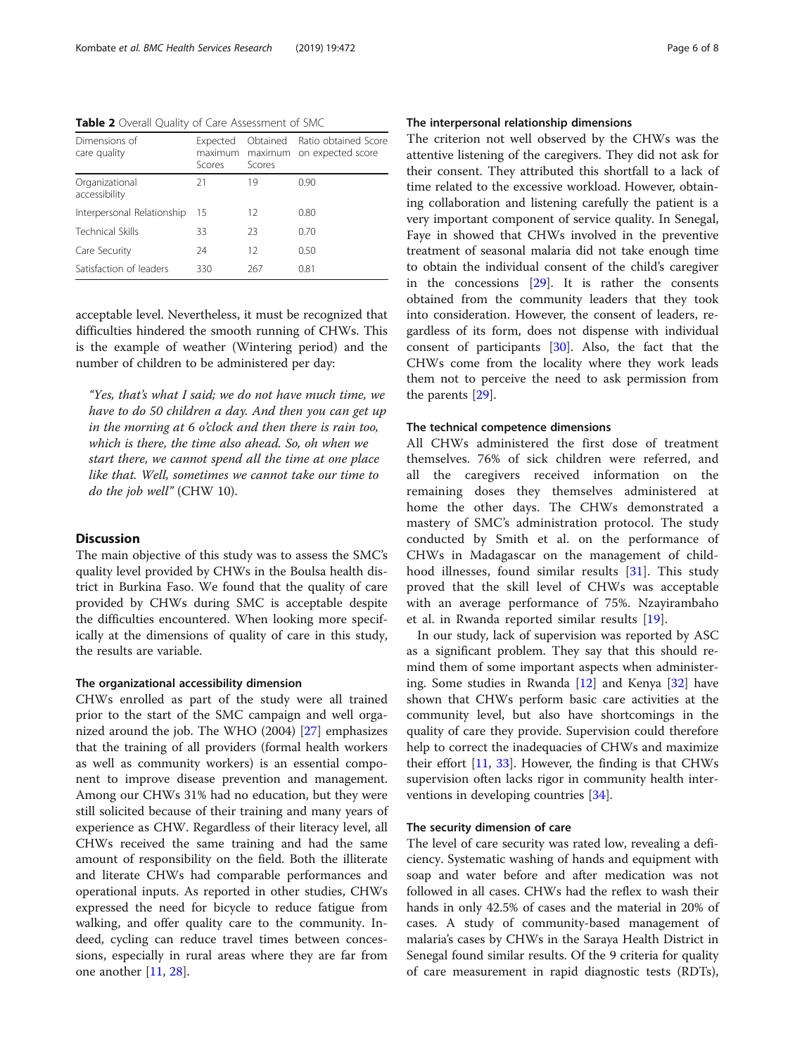**Table 2** Overall Quality of Care Assessment of SMC

| Dimensions of care quality | Expected maximum Scores | Obtained maximum Scores | Ratio obtained Score on expected score |
|---|---|---|---|
| Organizational accessibility | 21 | 19 | 0.90 |
| Interpersonal Relationship | 15 | 12 | 0.80 |
| Technical Skills | 33 | 23 | 0.70 |
| Care Security | 24 | 12 | 0.50 |
| Satisfaction of leaders | 330 | 267 | 0.81 |

acceptable level. Nevertheless, it must be recognized that difficulties hindered the smooth running of CHWs. This is the example of weather (Wintering period) and the number of children to be administered per day:

> *"Yes, that's what I said; we do not have much time, we have to do 50 children a day. And then you can get up in the morning at 6 o'clock and then there is rain too, which is there, the time also ahead. So, oh when we start there, we cannot spend all the time at one place like that. Well, sometimes we cannot take our time to do the job well"* (CHW 10).

## Discussion

The main objective of this study was to assess the SMC's quality level provided by CHWs in the Boulsa health district in Burkina Faso. We found that the quality of care provided by CHWs during SMC is acceptable despite the difficulties encountered. When looking more specifically at the dimensions of quality of care in this study, the results are variable.

### The organizational accessibility dimension

CHWs enrolled as part of the study were all trained prior to the start of the SMC campaign and well organized around the job. The WHO (2004) [27] emphasizes that the training of all providers (formal health workers as well as community workers) is an essential component to improve disease prevention and management. Among our CHWs 31% had no education, but they were still solicited because of their training and many years of experience as CHW. Regardless of their literacy level, all CHWs received the same training and had the same amount of responsibility on the field. Both the illiterate and literate CHWs had comparable performances and operational inputs. As reported in other studies, CHWs expressed the need for bicycle to reduce fatigue from walking, and offer quality care to the community. Indeed, cycling can reduce travel times between concessions, especially in rural areas where they are far from one another [11, 28].

### The interpersonal relationship dimensions

The criterion not well observed by the CHWs was the attentive listening of the caregivers. They did not ask for their consent. They attributed this shortfall to a lack of time related to the excessive workload. However, obtaining collaboration and listening carefully the patient is a very important component of service quality. In Senegal, Faye in showed that CHWs involved in the preventive treatment of seasonal malaria did not take enough time to obtain the individual consent of the child's caregiver in the concessions [29]. It is rather the consents obtained from the community leaders that they took into consideration. However, the consent of leaders, regardless of its form, does not dispense with individual consent of participants [30]. Also, the fact that the CHWs come from the locality where they work leads them not to perceive the need to ask permission from the parents [29].

### The technical competence dimensions

All CHWs administered the first dose of treatment themselves. 76% of sick children were referred, and all the caregivers received information on the remaining doses they themselves administered at home the other days. The CHWs demonstrated a mastery of SMC's administration protocol. The study conducted by Smith et al. on the performance of CHWs in Madagascar on the management of childhood illnesses, found similar results [31]. This study proved that the skill level of CHWs was acceptable with an average performance of 75%. Nzayirambaho et al. in Rwanda reported similar results [19].

In our study, lack of supervision was reported by ASC as a significant problem. They say that this should remind them of some important aspects when administering. Some studies in Rwanda [12] and Kenya [32] have shown that CHWs perform basic care activities at the community level, but also have shortcomings in the quality of care they provide. Supervision could therefore help to correct the inadequacies of CHWs and maximize their effort [11, 33]. However, the finding is that CHWs supervision often lacks rigor in community health interventions in developing countries [34].

### The security dimension of care

The level of care security was rated low, revealing a deficiency. Systematic washing of hands and equipment with soap and water before and after medication was not followed in all cases. CHWs had the reflex to wash their hands in only 42.5% of cases and the material in 20% of cases. A study of community-based management of malaria's cases by CHWs in the Saraya Health District in Senegal found similar results. Of the 9 criteria for quality of care measurement in rapid diagnostic tests (RDTs),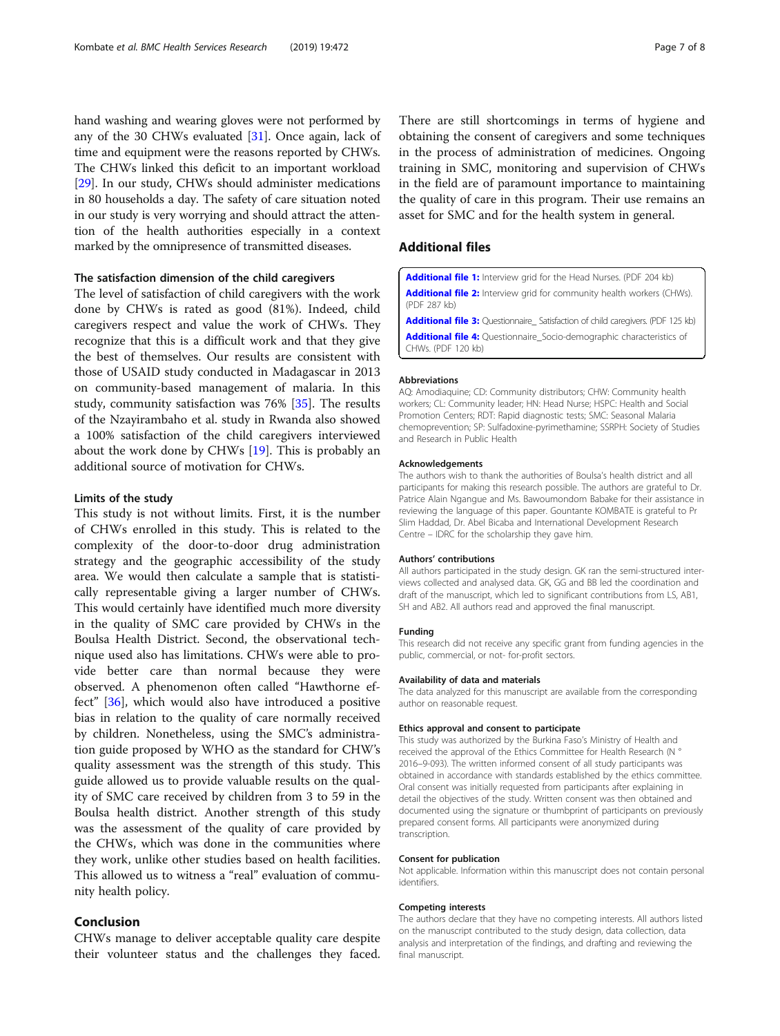hand washing and wearing gloves were not performed by any of the 30 CHWs evaluated [31]. Once again, lack of time and equipment were the reasons reported by CHWs. The CHWs linked this deficit to an important workload [29]. In our study, CHWs should administer medications in 80 households a day. The safety of care situation noted in our study is very worrying and should attract the attention of the health authorities especially in a context marked by the omnipresence of transmitted diseases.

### The satisfaction dimension of the child caregivers

The level of satisfaction of child caregivers with the work done by CHWs is rated as good (81%). Indeed, child caregivers respect and value the work of CHWs. They recognize that this is a difficult work and that they give the best of themselves. Our results are consistent with those of USAID study conducted in Madagascar in 2013 on community-based management of malaria. In this study, community satisfaction was 76% [35]. The results of the Nzayirambaho et al. study in Rwanda also showed a 100% satisfaction of the child caregivers interviewed about the work done by CHWs [19]. This is probably an additional source of motivation for CHWs.

### Limits of the study

This study is not without limits. First, it is the number of CHWs enrolled in this study. This is related to the complexity of the door-to-door drug administration strategy and the geographic accessibility of the study area. We would then calculate a sample that is statistically representable giving a larger number of CHWs. This would certainly have identified much more diversity in the quality of SMC care provided by CHWs in the Boulsa Health District. Second, the observational technique used also has limitations. CHWs were able to provide better care than normal because they were observed. A phenomenon often called "Hawthorne effect" [36], which would also have introduced a positive bias in relation to the quality of care normally received by children. Nonetheless, using the SMC's administration guide proposed by WHO as the standard for CHW's quality assessment was the strength of this study. This guide allowed us to provide valuable results on the quality of SMC care received by children from 3 to 59 in the Boulsa health district. Another strength of this study was the assessment of the quality of care provided by the CHWs, which was done in the communities where they work, unlike other studies based on health facilities. This allowed us to witness a "real" evaluation of community health policy.

## Conclusion

CHWs manage to deliver acceptable quality care despite their volunteer status and the challenges they faced. There are still shortcomings in terms of hygiene and obtaining the consent of caregivers and some techniques in the process of administration of medicines. Ongoing training in SMC, monitoring and supervision of CHWs in the field are of paramount importance to maintaining the quality of care in this program. Their use remains an asset for SMC and for the health system in general.

## Additional files

**Additional file 1:** Interview grid for the Head Nurses. (PDF 204 kb)

**Additional file 2:** Interview grid for community health workers (CHWs). (PDF 287 kb)

**Additional file 3:** Questionnaire_ Satisfaction of child caregivers. (PDF 125 kb)

**Additional file 4:** Questionnaire_Socio-demographic characteristics of CHWs. (PDF 120 kb)

#### Abbreviations

AQ: Amodiaquine; CD: Community distributors; CHW: Community health workers; CL: Community leader; HN: Head Nurse; HSPC: Health and Social Promotion Centers; RDT: Rapid diagnostic tests; SMC: Seasonal Malaria chemoprevention; SP: Sulfadoxine-pyrimethamine; SSRPH: Society of Studies and Research in Public Health

#### Acknowledgements

The authors wish to thank the authorities of Boulsa's health district and all participants for making this research possible. The authors are grateful to Dr. Patrice Alain Ngangue and Ms. Bawoumondom Babake for their assistance in reviewing the language of this paper. Gountante KOMBATE is grateful to Pr Slim Haddad, Dr. Abel Bicaba and International Development Research Centre – IDRC for the scholarship they gave him.

#### Authors' contributions

All authors participated in the study design. GK ran the semi-structured interviews collected and analysed data. GK, GG and BB led the coordination and draft of the manuscript, which led to significant contributions from LS, AB1, SH and AB2. All authors read and approved the final manuscript.

#### Funding

This research did not receive any specific grant from funding agencies in the public, commercial, or not- for-profit sectors.

#### Availability of data and materials

The data analyzed for this manuscript are available from the corresponding author on reasonable request.

#### Ethics approval and consent to participate

This study was authorized by the Burkina Faso's Ministry of Health and received the approval of the Ethics Committee for Health Research (N ° 2016–9-093). The written informed consent of all study participants was obtained in accordance with standards established by the ethics committee. Oral consent was initially requested from participants after explaining in detail the objectives of the study. Written consent was then obtained and documented using the signature or thumbprint of participants on previously prepared consent forms. All participants were anonymized during transcription.

#### Consent for publication

Not applicable. Information within this manuscript does not contain personal identifiers.

#### Competing interests

The authors declare that they have no competing interests. All authors listed on the manuscript contributed to the study design, data collection, data analysis and interpretation of the findings, and drafting and reviewing the final manuscript.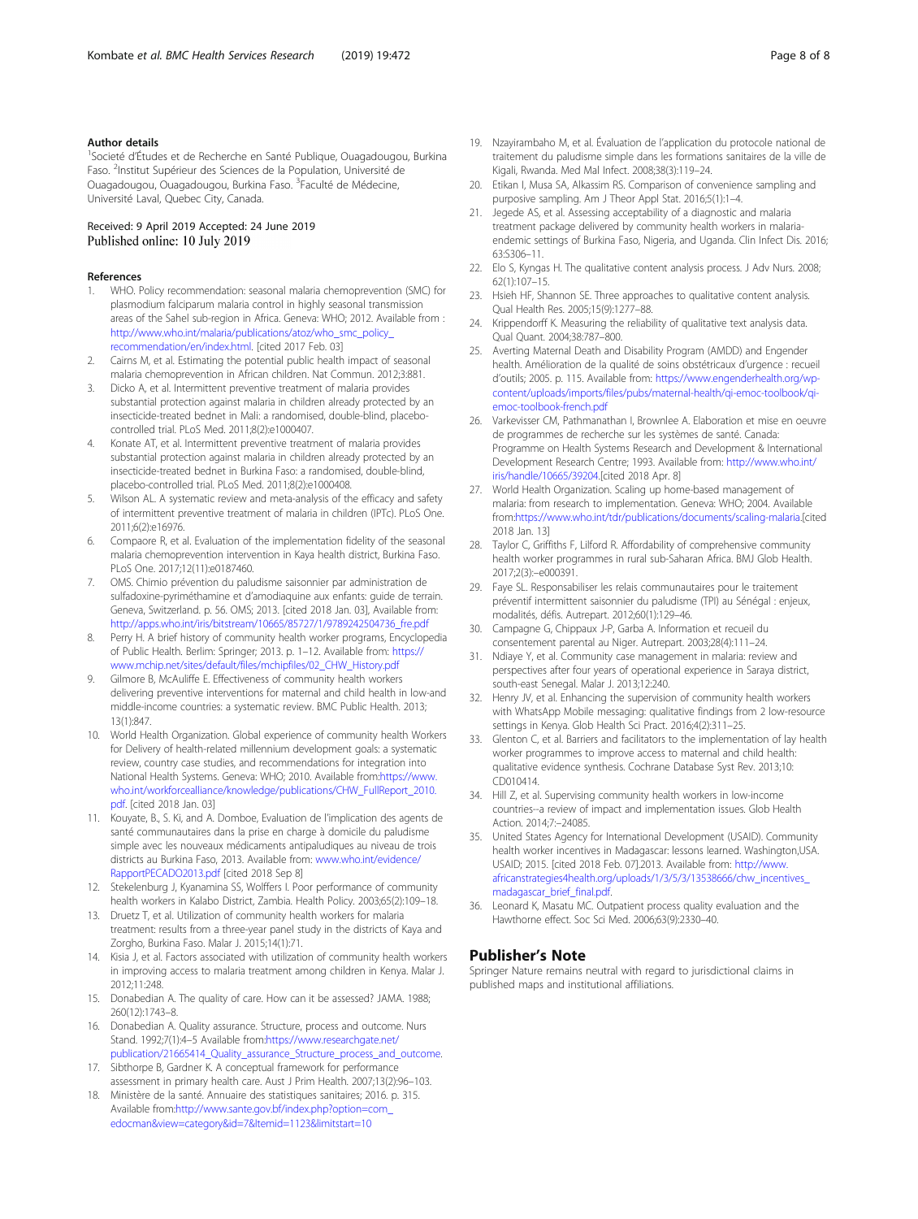#### Author details

[1]Societé d'Études et de Recherche en Santé Publique, Ouagadougou, Burkina Faso. [2]Institut Supérieur des Sciences de la Population, Université de Ouagadougou, Ouagadougou, Burkina Faso. [3]Faculté de Médecine, Université Laval, Quebec City, Canada.

Received: 9 April 2019 Accepted: 24 June 2019
Published online: 10 July 2019

#### References

1. WHO. Policy recommendation: seasonal malaria chemoprevention (SMC) for plasmodium falciparum malaria control in highly seasonal transmission areas of the Sahel sub-region in Africa. Geneva: WHO; 2012. Available from : http://www.who.int/malaria/publications/atoz/who_smc_policy_recommendation/en/index.html. [cited 2017 Feb. 03]
2. Cairns M, et al. Estimating the potential public health impact of seasonal malaria chemoprevention in African children. Nat Commun. 2012;3:881.
3. Dicko A, et al. Intermittent preventive treatment of malaria provides substantial protection against malaria in children already protected by an insecticide-treated bednet in Mali: a randomised, double-blind, placebo-controlled trial. PLoS Med. 2011;8(2):e1000407.
4. Konate AT, et al. Intermittent preventive treatment of malaria provides substantial protection against malaria in children already protected by an insecticide-treated bednet in Burkina Faso: a randomised, double-blind, placebo-controlled trial. PLoS Med. 2011;8(2):e1000408.
5. Wilson AL. A systematic review and meta-analysis of the efficacy and safety of intermittent preventive treatment of malaria in children (IPTc). PLoS One. 2011;6(2):e16976.
6. Compaore R, et al. Evaluation of the implementation fidelity of the seasonal malaria chemoprevention intervention in Kaya health district, Burkina Faso. PLoS One. 2017;12(11):e0187460.
7. OMS. Chimio prévention du paludisme saisonnier par administration de sulfadoxine-pyriméthamine et d'amodiaquine aux enfants: guide de terrain. Geneva, Switzerland. p. 56. OMS; 2013. [cited 2018 Jan. 03], Available from: http://apps.who.int/iris/bitstream/10665/85727/1/9789242504736_fre.pdf
8. Perry H. A brief history of community health worker programs, Encyclopedia of Public Health. Berlim: Springer; 2013. p. 1–12. Available from: https://www.mchip.net/sites/default/files/mchipfiles/02_CHW_History.pdf
9. Gilmore B, McAuliffe E. Effectiveness of community health workers delivering preventive interventions for maternal and child health in low-and middle-income countries: a systematic review. BMC Public Health. 2013;13(1):847.
10. World Health Organization. Global experience of community health Workers for Delivery of health-related millennium development goals: a systematic review, country case studies, and recommendations for integration into National Health Systems. Geneva: WHO; 2010. Available from:https://www.who.int/workforcealliance/knowledge/publications/CHW_FullReport_2010.pdf. [cited 2018 Jan. 03]
11. Kouyate, B., S. Ki, and A. Domboe, Evaluation de l'implication des agents de santé communautaires dans la prise en charge à domicile du paludisme simple avec les nouveaux médicaments antipaludiques au niveau de trois districts au Burkina Faso, 2013. Available from: www.who.int/evidence/RapportPECADO2013.pdf [cited 2018 Sep 8]
12. Stekelenburg J, Kyanamina SS, Wolffers I. Poor performance of community health workers in Kalabo District, Zambia. Health Policy. 2003;65(2):109–18.
13. Druetz T, et al. Utilization of community health workers for malaria treatment: results from a three-year panel study in the districts of Kaya and Zorgho, Burkina Faso. Malar J. 2015;14(1):71.
14. Kisia J, et al. Factors associated with utilization of community health workers in improving access to malaria treatment among children in Kenya. Malar J. 2012;11:248.
15. Donabedian A. The quality of care. How can it be assessed? JAMA. 1988; 260(12):1743–8.
16. Donabedian A. Quality assurance. Structure, process and outcome. Nurs Stand. 1992;7(1):4–5 Available from:https://www.researchgate.net/publication/21665414_Quality_assurance_Structure_process_and_outcome.
17. Sibthorpe B, Gardner K. A conceptual framework for performance assessment in primary health care. Aust J Prim Health. 2007;13(2):96–103.
18. Ministère de la santé. Annuaire des statistiques sanitaires; 2016. p. 315. Available from:http://www.sante.gov.bf/index.php?option=com_edocman&view=category&id=7&Itemid=1123&limitstart=10
19. Nzayirambaho M, et al. Évaluation de l'application du protocole national de traitement du paludisme simple dans les formations sanitaires de la ville de Kigali, Rwanda. Med Mal Infect. 2008;38(3):119–24.
20. Etikan I, Musa SA, Alkassim RS. Comparison of convenience sampling and purposive sampling. Am J Theor Appl Stat. 2016;5(1):1–4.
21. Jegede AS, et al. Assessing acceptability of a diagnostic and malaria treatment package delivered by community health workers in malaria-endemic settings of Burkina Faso, Nigeria, and Uganda. Clin Infect Dis. 2016;63:S306–11.
22. Elo S, Kyngas H. The qualitative content analysis process. J Adv Nurs. 2008;62(1):107–15.
23. Hsieh HF, Shannon SE. Three approaches to qualitative content analysis. Qual Health Res. 2005;15(9):1277–88.
24. Krippendorff K. Measuring the reliability of qualitative text analysis data. Qual Quant. 2004;38:787–800.
25. Averting Maternal Death and Disability Program (AMDD) and Engender health. Amélioration de la qualité de soins obstétricaux d'urgence : recueil d'outils; 2005. p. 115. Available from: https://www.engenderhealth.org/wp-content/uploads/imports/files/pubs/maternal-health/qi-emoc-toolbook/qi-emoc-toolbook-french.pdf
26. Varkevisser CM, Pathmanathan I, Brownlee A. Elaboration et mise en oeuvre de programmes de recherche sur les systèmes de santé. Canada: Programme on Health Systems Research and Development & International Development Research Centre; 1993. Available from: http://www.who.int/iris/handle/10665/39204.[cited 2018 Apr. 8]
27. World Health Organization. Scaling up home-based management of malaria: from research to implementation. Geneva: WHO; 2004. Available from:https://www.who.int/tdr/publications/documents/scaling-malaria.[cited 2018 Jan. 13]
28. Taylor C, Griffiths F, Lilford R. Affordability of comprehensive community health worker programmes in rural sub-Saharan Africa. BMJ Glob Health. 2017;2(3):–e000391.
29. Faye SL. Responsabiliser les relais communautaires pour le traitement préventif intermittent saisonnier du paludisme (TPI) au Sénégal : enjeux, modalités, défis. Autrepart. 2012;60(1):129–46.
30. Campagne G, Chippaux J-P, Garba A. Information et recueil du consentement parental au Niger. Autrepart. 2003;28(4):111–24.
31. Ndiaye Y, et al. Community case management in malaria: review and perspectives after four years of operational experience in Saraya district, south-east Senegal. Malar J. 2013;12:240.
32. Henry JV, et al. Enhancing the supervision of community health workers with WhatsApp Mobile messaging: qualitative findings from 2 low-resource settings in Kenya. Glob Health Sci Pract. 2016;4(2):311–25.
33. Glenton C, et al. Barriers and facilitators to the implementation of lay health worker programmes to improve access to maternal and child health: qualitative evidence synthesis. Cochrane Database Syst Rev. 2013;10:CD010414.
34. Hill Z, et al. Supervising community health workers in low-income countries--a review of impact and implementation issues. Glob Health Action. 2014;7:–24085.
35. United States Agency for International Development (USAID). Community health worker incentives in Madagascar: lessons learned. Washington,USA. USAID; 2015. [cited 2018 Feb. 07].2013. Available from: http://www.africanstrategies4health.org/uploads/1/3/5/3/13538666/chw_incentives_madagascar_brief_final.pdf.
36. Leonard K, Masatu MC. Outpatient process quality evaluation and the Hawthorne effect. Soc Sci Med. 2006;63(9):2330–40.

## Publisher's Note

Springer Nature remains neutral with regard to jurisdictional claims in published maps and institutional affiliations.